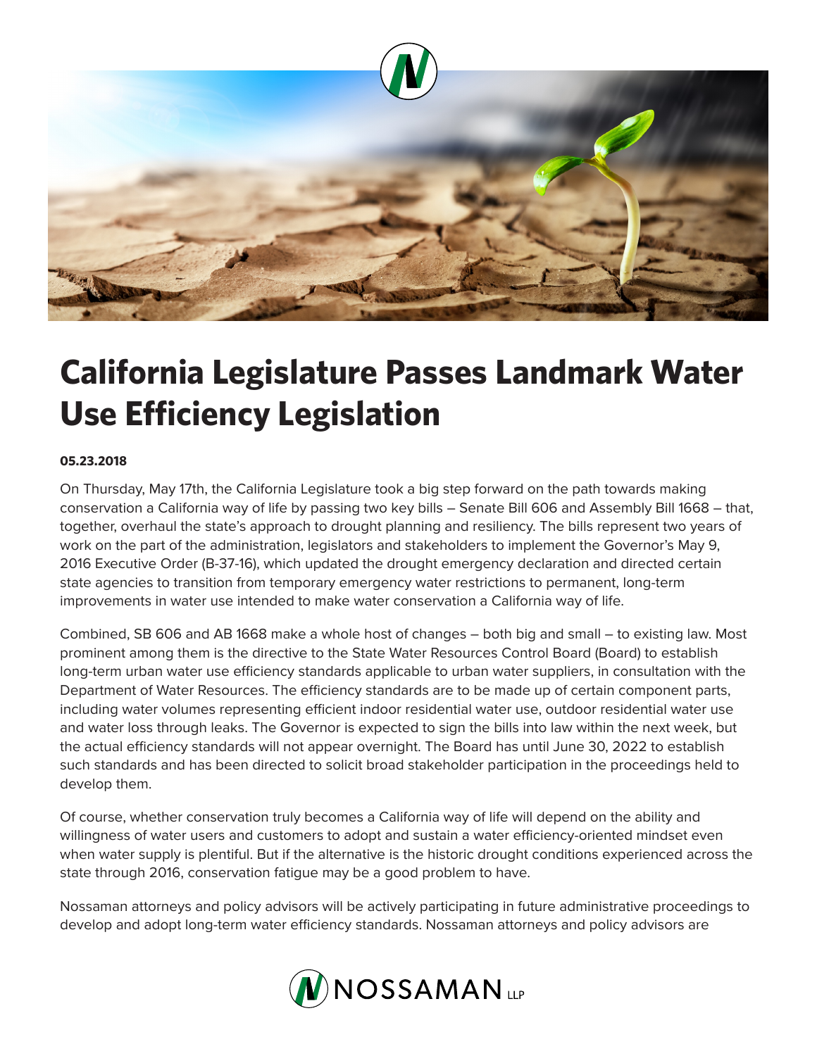# California Legislature Passes Landmark Water Use Efficiency Legislation

**05.23.2018**

On Thursday, May 17th, the California Legislature took a big step forward on the path towards making conservation a California way of life by passing two key bills – Senate Bill 606 and Assembly Bill 1668 – that, together, overhaul the state's approach to drought planning and resiliency. The bills represent two years of work on the part of the administration, legislators and stakeholders to implement the Governor's May 9, 2016 Executive Order (B-37-16), which updated the drought emergency declaration and directed certain state agencies to transition from temporary emergency water restrictions to permanent, long-term improvements in water use intended to make water conservation a California way of life.

Combined, SB 606 and AB 1668 make a whole host of changes – both big and small – to existing law. Most prominent among them is the directive to the State Water Resources Control Board (Board) to establish long-term urban water use efficiency standards applicable to urban water suppliers, in consultation with the Department of Water Resources. The efficiency standards are to be made up of certain component parts, including water volumes representing efficient indoor residential water use, outdoor residential water use and water loss through leaks. The Governor is expected to sign the bills into law within the next week, but the actual efficiency standards will not appear overnight. The Board has until June 30, 2022 to establish such standards and has been directed to solicit broad stakeholder participation in the proceedings held to develop them.

Of course, whether conservation truly becomes a California way of life will depend on the ability and willingness of water users and customers to adopt and sustain a water efficiency-oriented mindset even when water supply is plentiful. But if the alternative is the historic drought conditions experienced across the state through 2016, conservation fatigue may be a good problem to have.

Nossaman attorneys and policy advisors will be actively participating in future administrative proceedings to develop and adopt long-term water efficiency standards. Nossaman attorneys and policy advisors are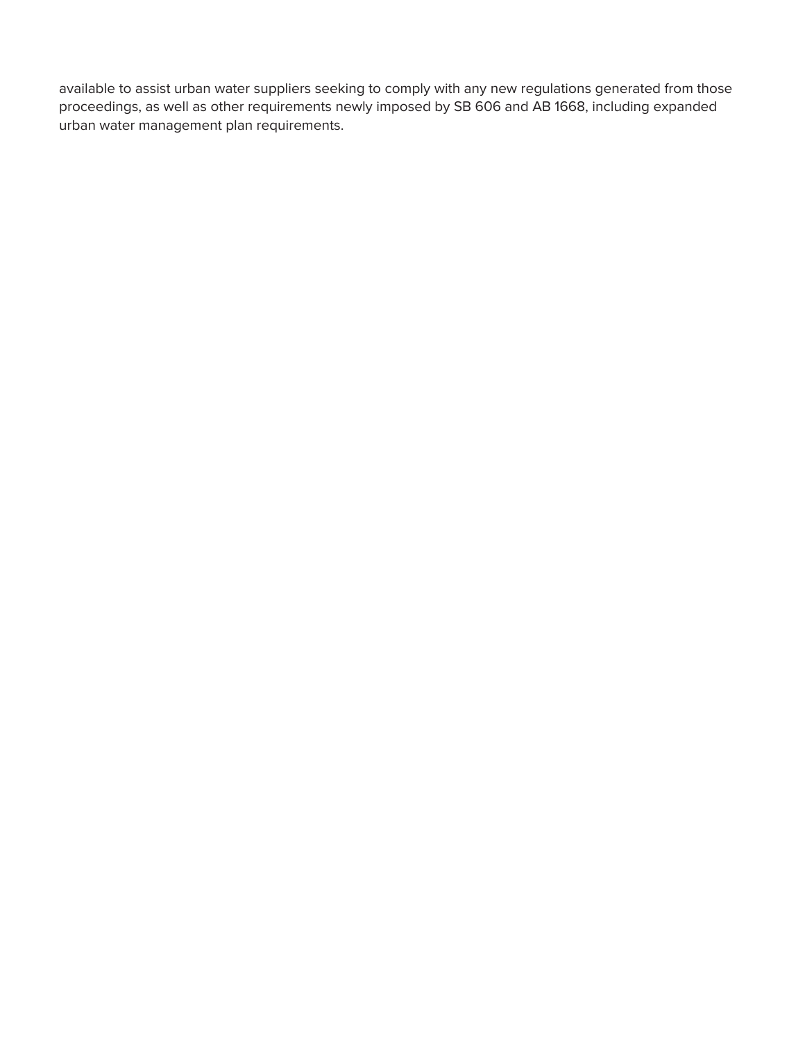available to assist urban water suppliers seeking to comply with any new regulations generated from those proceedings, as well as other requirements newly imposed by SB 606 and AB 1668, including expanded urban water management plan requirements.